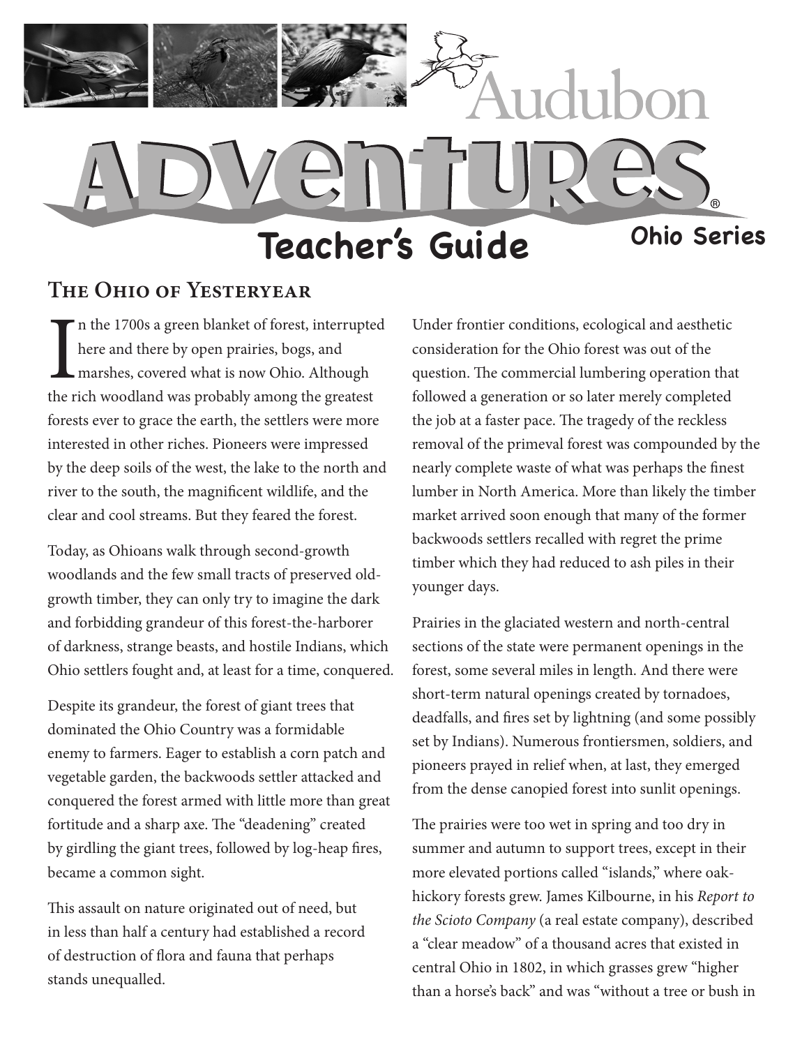# Audubon Adventures® Teacher's Guide

**Ohio Series**

## The Ohio of Yesteryear

In the 1700s a green blanket of forest, interrupted here and there by open prairies, bogs, and marshes, covered what is now Ohio. Although the rich woodland was probably among the greatest forests ever to grace the earth, the settlers were more interested in other riches. Pioneers were impressed by the deep soils of the west, the lake to the north and river to the south, the magnificent wildlife, and the clear and cool streams. But they feared the forest.

Today, as Ohioans walk through second-growth woodlands and the few small tracts of preserved old-growth timber, they can only try to imagine the dark and forbidding grandeur of this forest-the-harborer of darkness, strange beasts, and hostile Indians, which Ohio settlers fought and, at least for a time, conquered.

Despite its grandeur, the forest of giant trees that dominated the Ohio Country was a formidable enemy to farmers. Eager to establish a corn patch and vegetable garden, the backwoods settler attacked and conquered the forest armed with little more than great fortitude and a sharp axe. The "deadening" created by girdling the giant trees, followed by log-heap fires, became a common sight.

This assault on nature originated out of need, but in less than half a century had established a record of destruction of flora and fauna that perhaps stands unequalled.

Under frontier conditions, ecological and aesthetic consideration for the Ohio forest was out of the question. The commercial lumbering operation that followed a generation or so later merely completed the job at a faster pace. The tragedy of the reckless removal of the primeval forest was compounded by the nearly complete waste of what was perhaps the finest lumber in North America. More than likely the timber market arrived soon enough that many of the former backwoods settlers recalled with regret the prime timber which they had reduced to ash piles in their younger days.

Prairies in the glaciated western and north-central sections of the state were permanent openings in the forest, some several miles in length. And there were short-term natural openings created by tornadoes, deadfalls, and fires set by lightning (and some possibly set by Indians). Numerous frontiersmen, soldiers, and pioneers prayed in relief when, at last, they emerged from the dense canopied forest into sunlit openings.

The prairies were too wet in spring and too dry in summer and autumn to support trees, except in their more elevated portions called "islands," where oak-hickory forests grew. James Kilbourne, in his *Report to the Scioto Company* (a real estate company), described a "clear meadow" of a thousand acres that existed in central Ohio in 1802, in which grasses grew "higher than a horse's back" and was "without a tree or bush in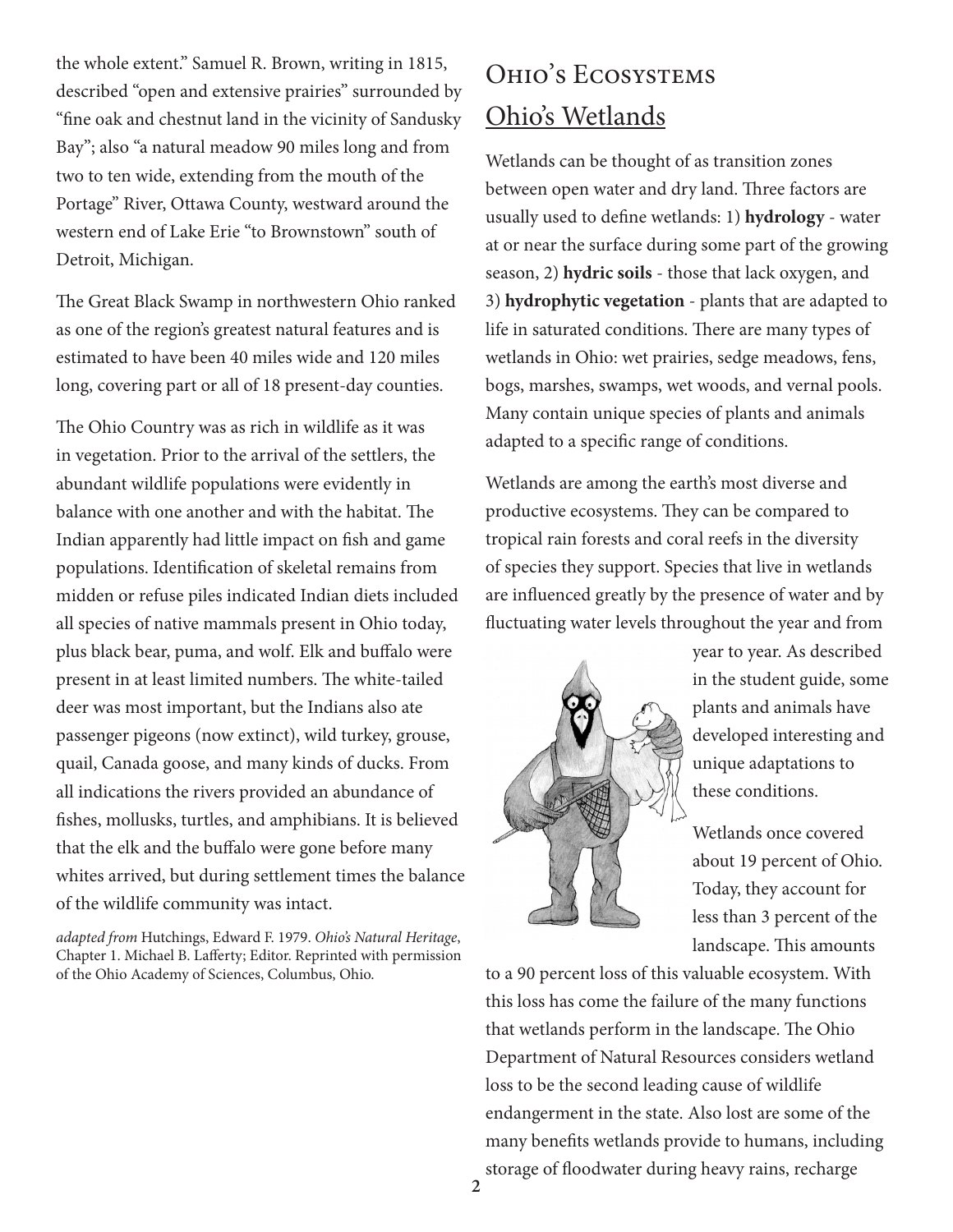the whole extent." Samuel R. Brown, writing in 1815, described "open and extensive prairies" surrounded by "fine oak and chestnut land in the vicinity of Sandusky Bay"; also "a natural meadow 90 miles long and from two to ten wide, extending from the mouth of the Portage" River, Ottawa County, westward around the western end of Lake Erie "to Brownstown" south of Detroit, Michigan.

The Great Black Swamp in northwestern Ohio ranked as one of the region's greatest natural features and is estimated to have been 40 miles wide and 120 miles long, covering part or all of 18 present-day counties.

The Ohio Country was as rich in wildlife as it was in vegetation. Prior to the arrival of the settlers, the abundant wildlife populations were evidently in balance with one another and with the habitat. The Indian apparently had little impact on fish and game populations. Identification of skeletal remains from midden or refuse piles indicated Indian diets included all species of native mammals present in Ohio today, plus black bear, puma, and wolf. Elk and buffalo were present in at least limited numbers. The white-tailed deer was most important, but the Indians also ate passenger pigeons (now extinct), wild turkey, grouse, quail, Canada goose, and many kinds of ducks. From all indications the rivers provided an abundance of fishes, mollusks, turtles, and amphibians. It is believed that the elk and the buffalo were gone before many whites arrived, but during settlement times the balance of the wildlife community was intact.

*adapted from* Hutchings, Edward F. 1979. *Ohio's Natural Heritage*, Chapter 1. Michael B. Lafferty; Editor. Reprinted with permission of the Ohio Academy of Sciences, Columbus, Ohio.

# Ohio's Ecosystems

## Ohio's Wetlands

Wetlands can be thought of as transition zones between open water and dry land. Three factors are usually used to define wetlands: 1) **hydrology** - water at or near the surface during some part of the growing season, 2) **hydric soils** - those that lack oxygen, and 3) **hydrophytic vegetation** - plants that are adapted to life in saturated conditions. There are many types of wetlands in Ohio: wet prairies, sedge meadows, fens, bogs, marshes, swamps, wet woods, and vernal pools. Many contain unique species of plants and animals adapted to a specific range of conditions.

Wetlands are among the earth's most diverse and productive ecosystems. They can be compared to tropical rain forests and coral reefs in the diversity of species they support. Species that live in wetlands are influenced greatly by the presence of water and by fluctuating water levels throughout the year and from year to year. As described in the student guide, some plants and animals have developed interesting and unique adaptations to these conditions.

Wetlands once covered about 19 percent of Ohio. Today, they account for less than 3 percent of the landscape. This amounts to a 90 percent loss of this valuable ecosystem. With this loss has come the failure of the many functions that wetlands perform in the landscape. The Ohio Department of Natural Resources considers wetland loss to be the second leading cause of wildlife endangerment in the state. Also lost are some of the many benefits wetlands provide to humans, including storage of floodwater during heavy rains, recharge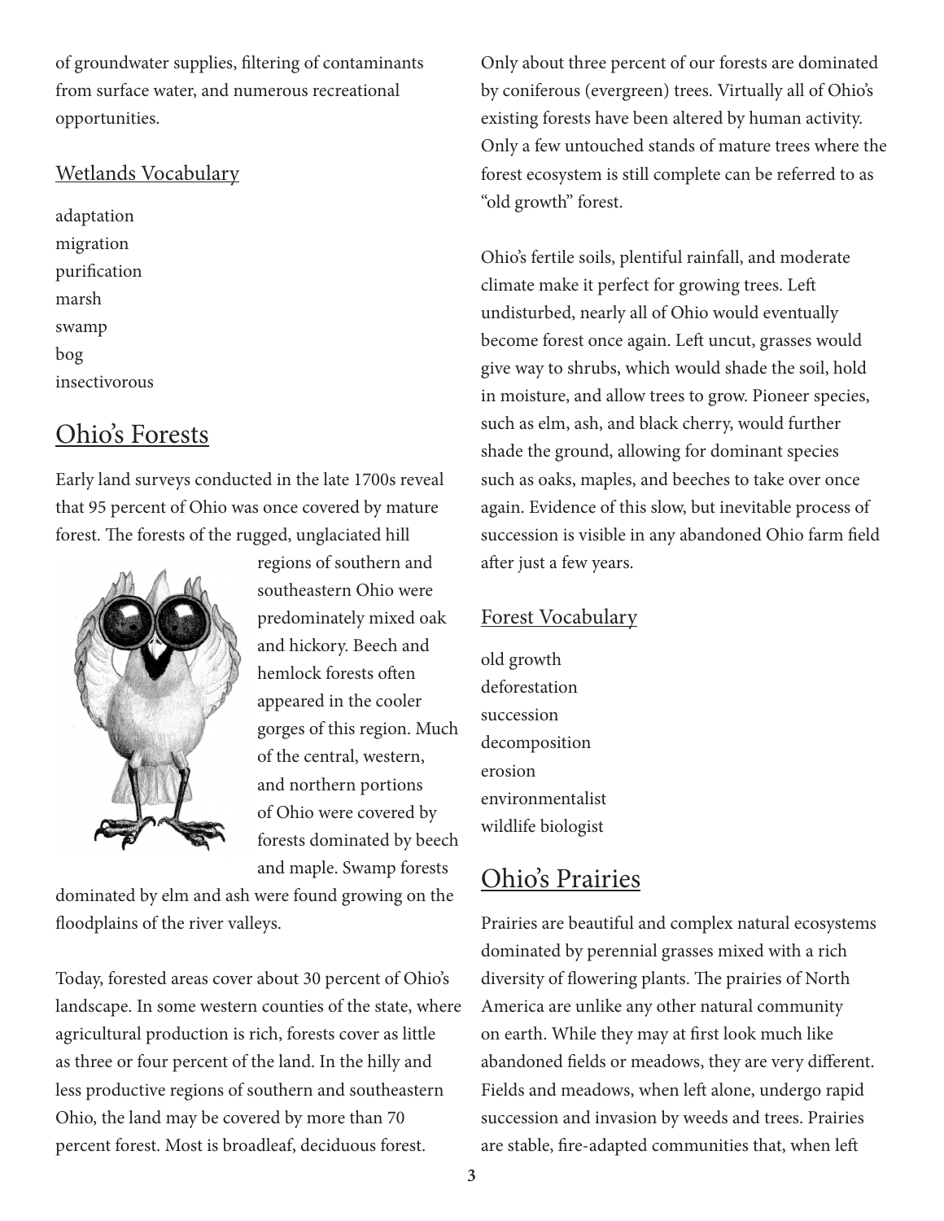of groundwater supplies, filtering of contaminants from surface water, and numerous recreational opportunities.

### Wetlands Vocabulary

adaptation
migration
purification
marsh
swamp
bog
insectivorous

## Ohio's Forests

Early land surveys conducted in the late 1700s reveal that 95 percent of Ohio was once covered by mature forest. The forests of the rugged, unglaciated hill regions of southern and southeastern Ohio were predominately mixed oak and hickory. Beech and hemlock forests often appeared in the cooler gorges of this region. Much of the central, western, and northern portions of Ohio were covered by forests dominated by beech and maple. Swamp forests dominated by elm and ash were found growing on the floodplains of the river valleys.

Today, forested areas cover about 30 percent of Ohio's landscape. In some western counties of the state, where agricultural production is rich, forests cover as little as three or four percent of the land. In the hilly and less productive regions of southern and southeastern Ohio, the land may be covered by more than 70 percent forest. Most is broadleaf, deciduous forest. Only about three percent of our forests are dominated by coniferous (evergreen) trees. Virtually all of Ohio's existing forests have been altered by human activity. Only a few untouched stands of mature trees where the forest ecosystem is still complete can be referred to as "old growth" forest.

Ohio's fertile soils, plentiful rainfall, and moderate climate make it perfect for growing trees. Left undisturbed, nearly all of Ohio would eventually become forest once again. Left uncut, grasses would give way to shrubs, which would shade the soil, hold in moisture, and allow trees to grow. Pioneer species, such as elm, ash, and black cherry, would further shade the ground, allowing for dominant species such as oaks, maples, and beeches to take over once again. Evidence of this slow, but inevitable process of succession is visible in any abandoned Ohio farm field after just a few years.

### Forest Vocabulary

old growth
deforestation
succession
decomposition
erosion
environmentalist
wildlife biologist

## Ohio's Prairies

Prairies are beautiful and complex natural ecosystems dominated by perennial grasses mixed with a rich diversity of flowering plants. The prairies of North America are unlike any other natural community on earth. While they may at first look much like abandoned fields or meadows, they are very different. Fields and meadows, when left alone, undergo rapid succession and invasion by weeds and trees. Prairies are stable, fire-adapted communities that, when left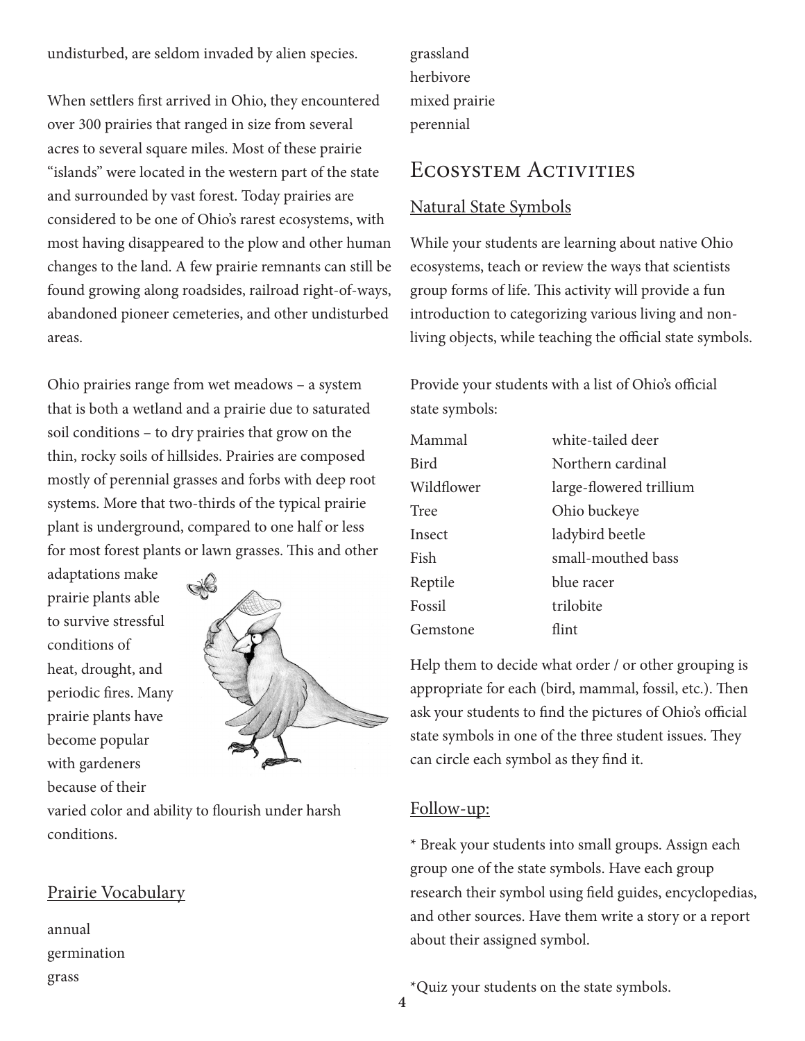undisturbed, are seldom invaded by alien species.

When settlers first arrived in Ohio, they encountered over 300 prairies that ranged in size from several acres to several square miles. Most of these prairie "islands" were located in the western part of the state and surrounded by vast forest. Today prairies are considered to be one of Ohio's rarest ecosystems, with most having disappeared to the plow and other human changes to the land. A few prairie remnants can still be found growing along roadsides, railroad right-of-ways, abandoned pioneer cemeteries, and other undisturbed areas.

Ohio prairies range from wet meadows – a system that is both a wetland and a prairie due to saturated soil conditions – to dry prairies that grow on the thin, rocky soils of hillsides. Prairies are composed mostly of perennial grasses and forbs with deep root systems. More that two-thirds of the typical prairie plant is underground, compared to one half or less for most forest plants or lawn grasses. This and other adaptations make prairie plants able to survive stressful conditions of heat, drought, and periodic fires. Many prairie plants have become popular with gardeners because of their varied color and ability to flourish under harsh conditions.

## Prairie Vocabulary

annual
germination
grass
grassland
herbivore
mixed prairie
perennial

# Ecosystem Activities

## Natural State Symbols

While your students are learning about native Ohio ecosystems, teach or review the ways that scientists group forms of life. This activity will provide a fun introduction to categorizing various living and non-living objects, while teaching the official state symbols.

Provide your students with a list of Ohio's official state symbols:

| | |
|---|---|
| Mammal | white-tailed deer |
| Bird | Northern cardinal |
| Wildflower | large-flowered trillium |
| Tree | Ohio buckeye |
| Insect | ladybird beetle |
| Fish | small-mouthed bass |
| Reptile | blue racer |
| Fossil | trilobite |
| Gemstone | flint |

Help them to decide what order / or other grouping is appropriate for each (bird, mammal, fossil, etc.). Then ask your students to find the pictures of Ohio's official state symbols in one of the three student issues. They can circle each symbol as they find it.

## Follow-up:

* Break your students into small groups. Assign each group one of the state symbols. Have each group research their symbol using field guides, encyclopedias, and other sources. Have them write a story or a report about their assigned symbol.

*Quiz your students on the state symbols.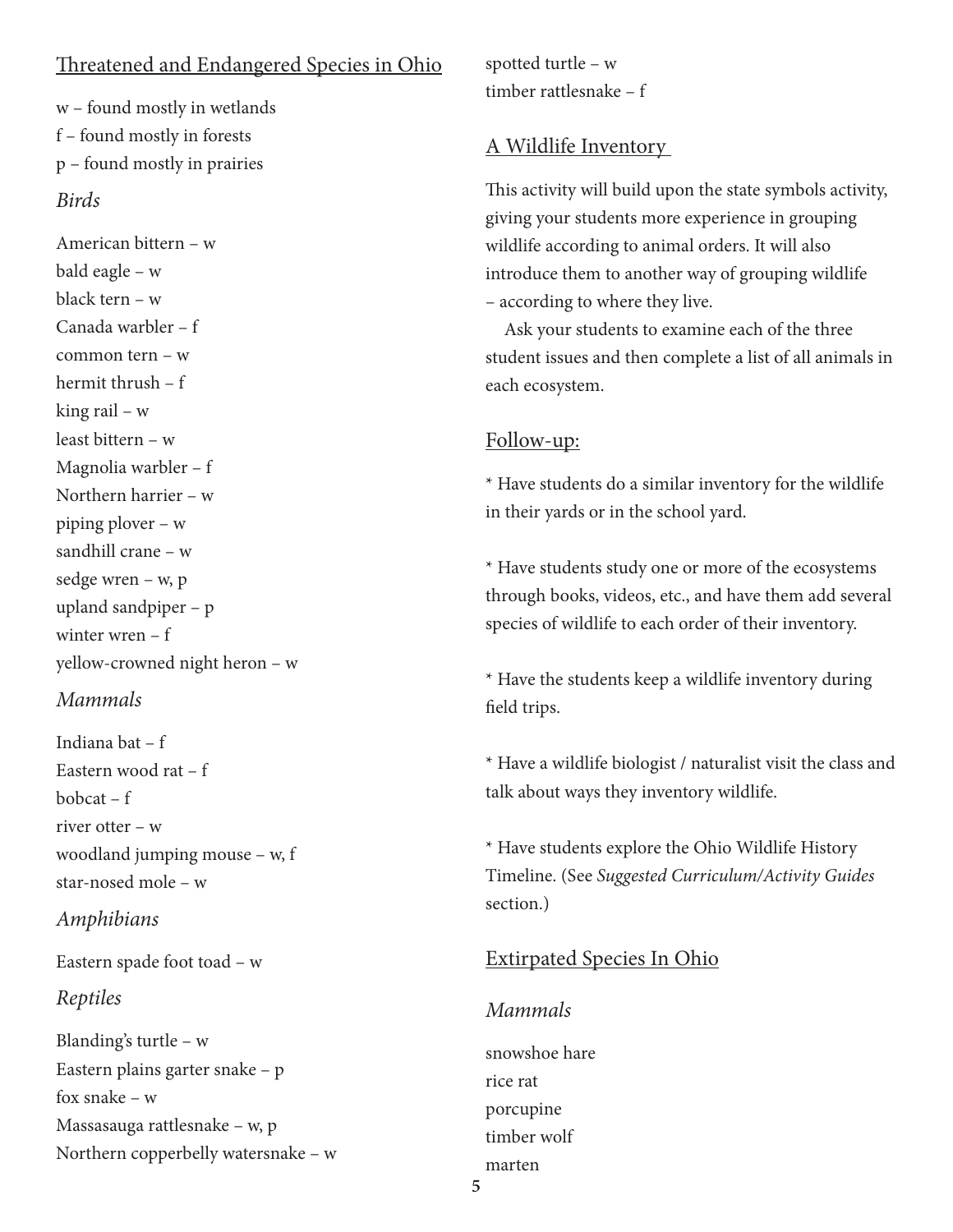## Threatened and Endangered Species in Ohio

w – found mostly in wetlands
f – found mostly in forests
p – found mostly in prairies

### *Birds*

American bittern – w
bald eagle – w
black tern – w
Canada warbler – f
common tern – w
hermit thrush – f
king rail – w
least bittern – w
Magnolia warbler – f
Northern harrier – w
piping plover – w
sandhill crane – w
sedge wren – w, p
upland sandpiper – p
winter wren – f
yellow-crowned night heron – w

### *Mammals*

Indiana bat – f
Eastern wood rat – f
bobcat – f
river otter – w
woodland jumping mouse – w, f
star-nosed mole – w

### *Amphibians*

Eastern spade foot toad – w

### *Reptiles*

Blanding's turtle – w
Eastern plains garter snake – p
fox snake – w
Massasauga rattlesnake – w, p
Northern copperbelly watersnake – w
spotted turtle – w
timber rattlesnake – f

## A Wildlife Inventory

This activity will build upon the state symbols activity, giving your students more experience in grouping wildlife according to animal orders. It will also introduce them to another way of grouping wildlife – according to where they live.

Ask your students to examine each of the three student issues and then complete a list of all animals in each ecosystem.

## Follow-up:

* Have students do a similar inventory for the wildlife in their yards or in the school yard.

* Have students study one or more of the ecosystems through books, videos, etc., and have them add several species of wildlife to each order of their inventory.

* Have the students keep a wildlife inventory during field trips.

* Have a wildlife biologist / naturalist visit the class and talk about ways they inventory wildlife.

* Have students explore the Ohio Wildlife History Timeline. (See *Suggested Curriculum/Activity Guides* section.)

## Extirpated Species In Ohio

### *Mammals*

snowshoe hare
rice rat
porcupine
timber wolf
marten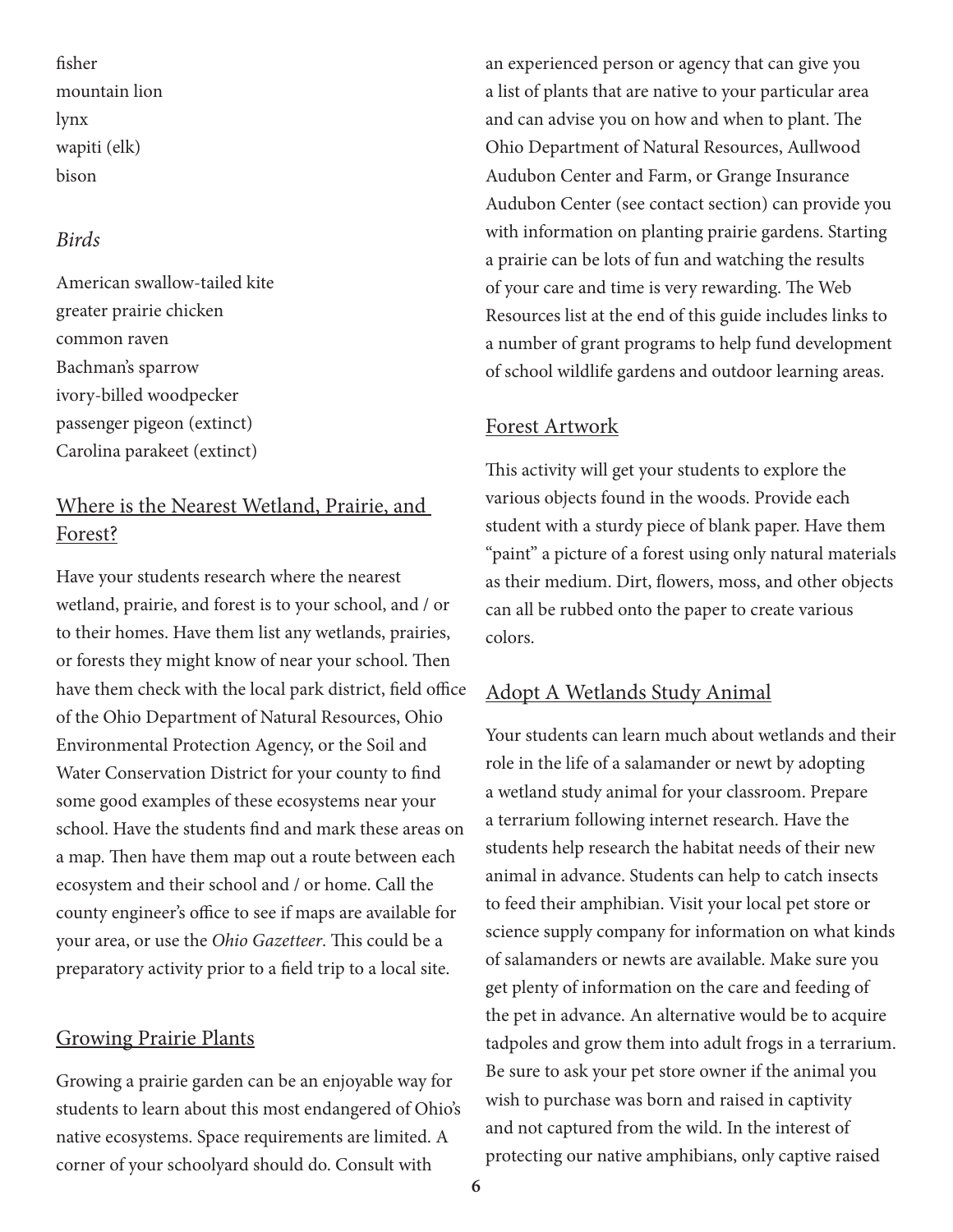fisher
mountain lion
lynx
wapiti (elk)
bison

*Birds*

American swallow-tailed kite
greater prairie chicken
common raven
Bachman's sparrow
ivory-billed woodpecker
passenger pigeon (extinct)
Carolina parakeet (extinct)

## Where is the Nearest Wetland, Prairie, and Forest?

Have your students research where the nearest wetland, prairie, and forest is to your school, and / or to their homes. Have them list any wetlands, prairies, or forests they might know of near your school. Then have them check with the local park district, field office of the Ohio Department of Natural Resources, Ohio Environmental Protection Agency, or the Soil and Water Conservation District for your county to find some good examples of these ecosystems near your school. Have the students find and mark these areas on a map. Then have them map out a route between each ecosystem and their school and / or home. Call the county engineer's office to see if maps are available for your area, or use the *Ohio Gazetteer*. This could be a preparatory activity prior to a field trip to a local site.

## Growing Prairie Plants

Growing a prairie garden can be an enjoyable way for students to learn about this most endangered of Ohio's native ecosystems. Space requirements are limited. A corner of your schoolyard should do. Consult with an experienced person or agency that can give you a list of plants that are native to your particular area and can advise you on how and when to plant. The Ohio Department of Natural Resources, Aullwood Audubon Center and Farm, or Grange Insurance Audubon Center (see contact section) can provide you with information on planting prairie gardens. Starting a prairie can be lots of fun and watching the results of your care and time is very rewarding. The Web Resources list at the end of this guide includes links to a number of grant programs to help fund development of school wildlife gardens and outdoor learning areas.

## Forest Artwork

This activity will get your students to explore the various objects found in the woods. Provide each student with a sturdy piece of blank paper. Have them "paint" a picture of a forest using only natural materials as their medium. Dirt, flowers, moss, and other objects can all be rubbed onto the paper to create various colors.

## Adopt A Wetlands Study Animal

Your students can learn much about wetlands and their role in the life of a salamander or newt by adopting a wetland study animal for your classroom. Prepare a terrarium following internet research. Have the students help research the habitat needs of their new animal in advance. Students can help to catch insects to feed their amphibian. Visit your local pet store or science supply company for information on what kinds of salamanders or newts are available. Make sure you get plenty of information on the care and feeding of the pet in advance. An alternative would be to acquire tadpoles and grow them into adult frogs in a terrarium. Be sure to ask your pet store owner if the animal you wish to purchase was born and raised in captivity and not captured from the wild. In the interest of protecting our native amphibians, only captive raised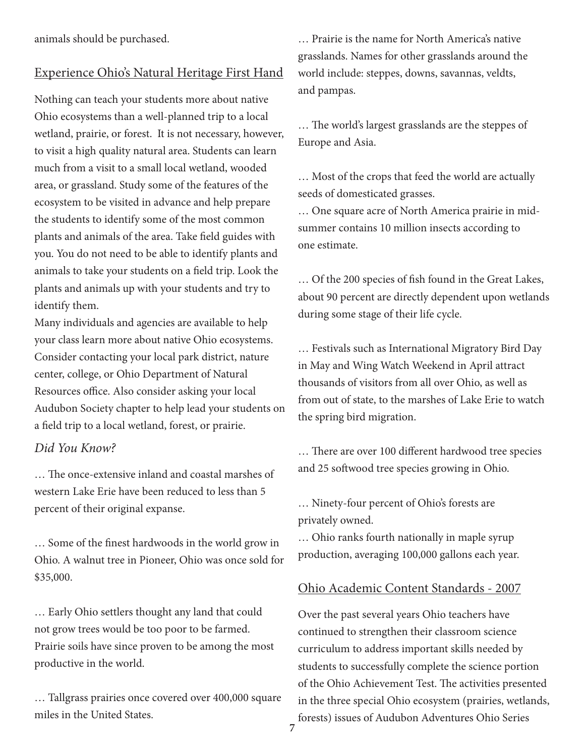animals should be purchased.

## Experience Ohio's Natural Heritage First Hand

Nothing can teach your students more about native Ohio ecosystems than a well-planned trip to a local wetland, prairie, or forest. It is not necessary, however, to visit a high quality natural area. Students can learn much from a visit to a small local wetland, wooded area, or grassland. Study some of the features of the ecosystem to be visited in advance and help prepare the students to identify some of the most common plants and animals of the area. Take field guides with you. You do not need to be able to identify plants and animals to take your students on a field trip. Look the plants and animals up with your students and try to identify them.

Many individuals and agencies are available to help your class learn more about native Ohio ecosystems. Consider contacting your local park district, nature center, college, or Ohio Department of Natural Resources office. Also consider asking your local Audubon Society chapter to help lead your students on a field trip to a local wetland, forest, or prairie.

### *Did You Know?*

… The once-extensive inland and coastal marshes of western Lake Erie have been reduced to less than 5 percent of their original expanse.

… Some of the finest hardwoods in the world grow in Ohio. A walnut tree in Pioneer, Ohio was once sold for $35,000.

… Early Ohio settlers thought any land that could not grow trees would be too poor to be farmed. Prairie soils have since proven to be among the most productive in the world.

… Tallgrass prairies once covered over 400,000 square miles in the United States.

… Prairie is the name for North America's native grasslands. Names for other grasslands around the world include: steppes, downs, savannas, veldts, and pampas.

… The world's largest grasslands are the steppes of Europe and Asia.

… Most of the crops that feed the world are actually seeds of domesticated grasses.

… One square acre of North America prairie in mid-summer contains 10 million insects according to one estimate.

… Of the 200 species of fish found in the Great Lakes, about 90 percent are directly dependent upon wetlands during some stage of their life cycle.

… Festivals such as International Migratory Bird Day in May and Wing Watch Weekend in April attract thousands of visitors from all over Ohio, as well as from out of state, to the marshes of Lake Erie to watch the spring bird migration.

… There are over 100 different hardwood tree species and 25 softwood tree species growing in Ohio.

… Ninety-four percent of Ohio's forests are privately owned.

… Ohio ranks fourth nationally in maple syrup production, averaging 100,000 gallons each year.

## Ohio Academic Content Standards - 2007

Over the past several years Ohio teachers have continued to strengthen their classroom science curriculum to address important skills needed by students to successfully complete the science portion of the Ohio Achievement Test. The activities presented in the three special Ohio ecosystem (prairies, wetlands, forests) issues of Audubon Adventures Ohio Series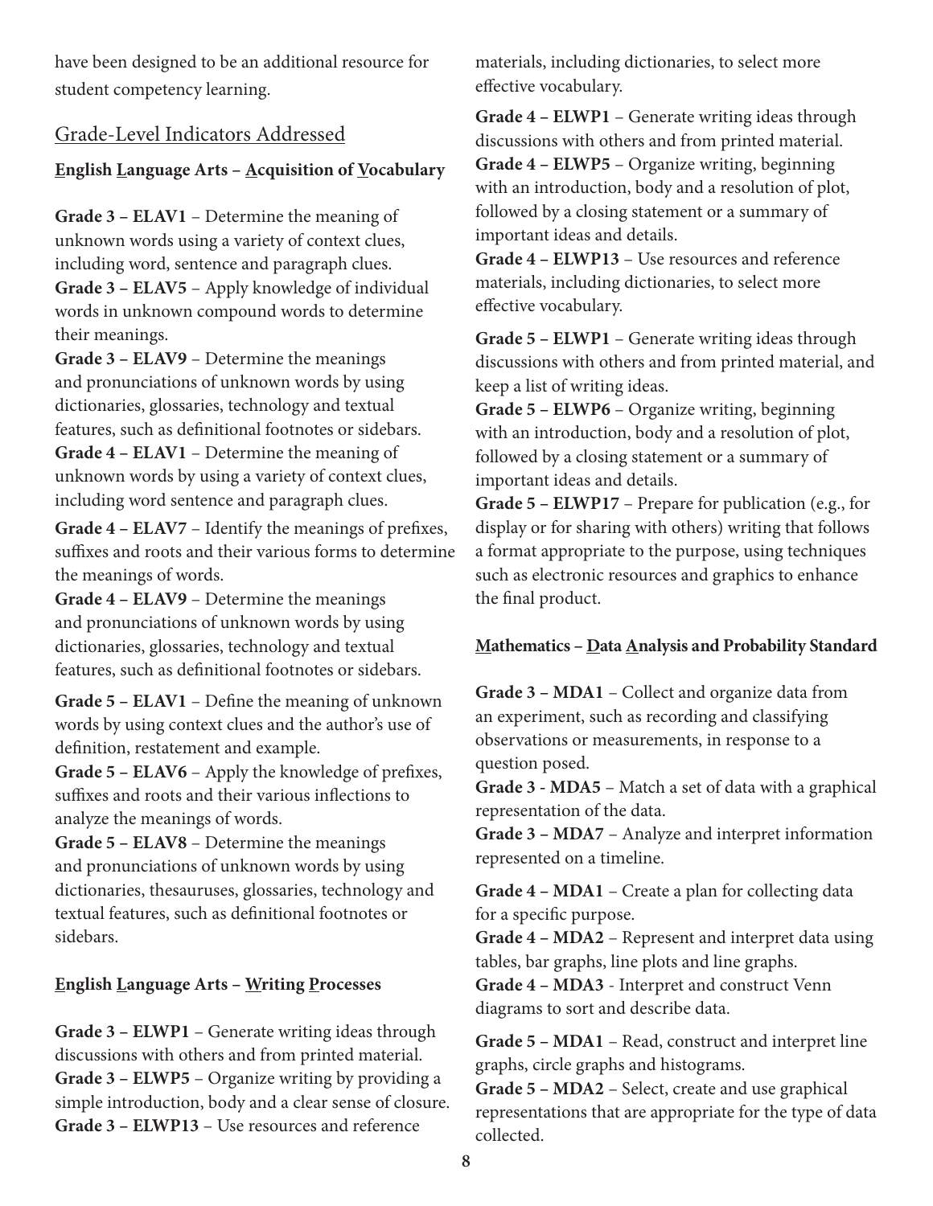have been designed to be an additional resource for student competency learning.

## Grade-Level Indicators Addressed

### English Language Arts – Acquisition of Vocabulary

**Grade 3 – ELAV1** – Determine the meaning of unknown words using a variety of context clues, including word, sentence and paragraph clues.
**Grade 3 – ELAV5** – Apply knowledge of individual words in unknown compound words to determine their meanings.
**Grade 3 – ELAV9** – Determine the meanings and pronunciations of unknown words by using dictionaries, glossaries, technology and textual features, such as definitional footnotes or sidebars.
**Grade 4 – ELAV1** – Determine the meaning of unknown words by using a variety of context clues, including word sentence and paragraph clues.

**Grade 4 – ELAV7** – Identify the meanings of prefixes, suffixes and roots and their various forms to determine the meanings of words.
**Grade 4 – ELAV9** – Determine the meanings and pronunciations of unknown words by using dictionaries, glossaries, technology and textual features, such as definitional footnotes or sidebars.

**Grade 5 – ELAV1** – Define the meaning of unknown words by using context clues and the author's use of definition, restatement and example.
**Grade 5 – ELAV6** – Apply the knowledge of prefixes, suffixes and roots and their various inflections to analyze the meanings of words.
**Grade 5 – ELAV8** – Determine the meanings and pronunciations of unknown words by using dictionaries, thesauruses, glossaries, technology and textual features, such as definitional footnotes or sidebars.

### English Language Arts – Writing Processes

**Grade 3 – ELWP1** – Generate writing ideas through discussions with others and from printed material.
**Grade 3 – ELWP5** – Organize writing by providing a simple introduction, body and a clear sense of closure.
**Grade 3 – ELWP13** – Use resources and reference materials, including dictionaries, to select more effective vocabulary.

**Grade 4 – ELWP1** – Generate writing ideas through discussions with others and from printed material.
**Grade 4 – ELWP5** – Organize writing, beginning with an introduction, body and a resolution of plot, followed by a closing statement or a summary of important ideas and details.
**Grade 4 – ELWP13** – Use resources and reference materials, including dictionaries, to select more effective vocabulary.

**Grade 5 – ELWP1** – Generate writing ideas through discussions with others and from printed material, and keep a list of writing ideas.
**Grade 5 – ELWP6** – Organize writing, beginning with an introduction, body and a resolution of plot, followed by a closing statement or a summary of important ideas and details.
**Grade 5 – ELWP17** – Prepare for publication (e.g., for display or for sharing with others) writing that follows a format appropriate to the purpose, using techniques such as electronic resources and graphics to enhance the final product.

### Mathematics – Data Analysis and Probability Standard

**Grade 3 – MDA1** – Collect and organize data from an experiment, such as recording and classifying observations or measurements, in response to a question posed.
**Grade 3 - MDA5** – Match a set of data with a graphical representation of the data.
**Grade 3 – MDA7** – Analyze and interpret information represented on a timeline.

**Grade 4 – MDA1** – Create a plan for collecting data for a specific purpose.
**Grade 4 – MDA2** – Represent and interpret data using tables, bar graphs, line plots and line graphs.
**Grade 4 – MDA3** - Interpret and construct Venn diagrams to sort and describe data.

**Grade 5 – MDA1** – Read, construct and interpret line graphs, circle graphs and histograms.
**Grade 5 – MDA2** – Select, create and use graphical representations that are appropriate for the type of data collected.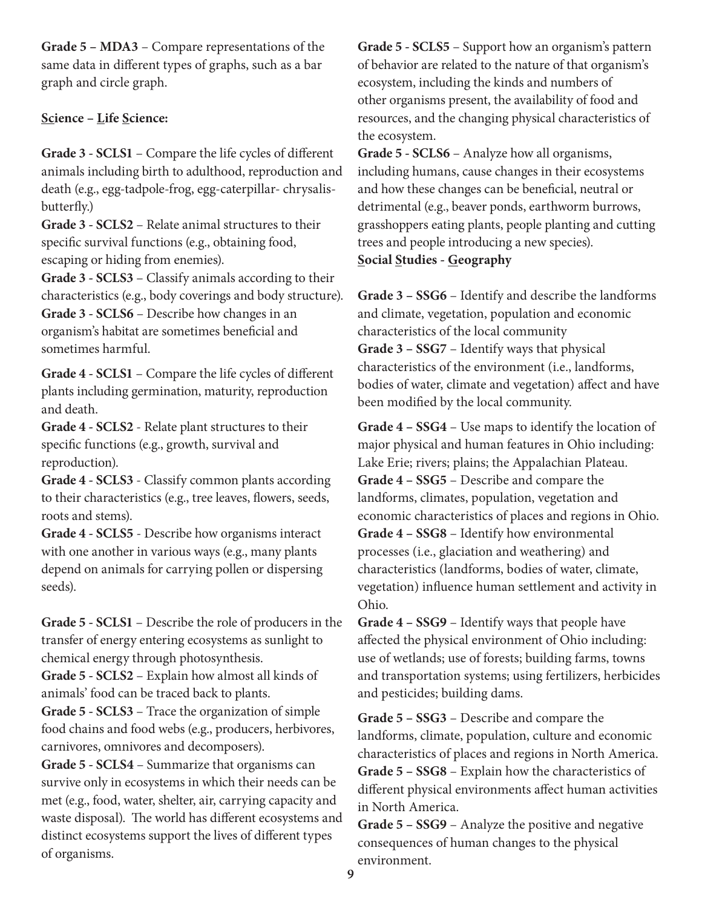**Grade 5 – MDA3** – Compare representations of the same data in different types of graphs, such as a bar graph and circle graph.

**Science – Life Science:**

**Grade 3 - SCLS1** – Compare the life cycles of different animals including birth to adulthood, reproduction and death (e.g., egg-tadpole-frog, egg-caterpillar- chrysalis-butterfly.)
**Grade 3 - SCLS2** – Relate animal structures to their specific survival functions (e.g., obtaining food, escaping or hiding from enemies).
**Grade 3 - SCLS3** – Classify animals according to their characteristics (e.g., body coverings and body structure).
**Grade 3 - SCLS6** – Describe how changes in an organism's habitat are sometimes beneficial and sometimes harmful.

**Grade 4 - SCLS1** – Compare the life cycles of different plants including germination, maturity, reproduction and death.
**Grade 4 - SCLS2** - Relate plant structures to their specific functions (e.g., growth, survival and reproduction).
**Grade 4 - SCLS3** - Classify common plants according to their characteristics (e.g., tree leaves, flowers, seeds, roots and stems).
**Grade 4 - SCLS5** - Describe how organisms interact with one another in various ways (e.g., many plants depend on animals for carrying pollen or dispersing seeds).

**Grade 5 - SCLS1** – Describe the role of producers in the transfer of energy entering ecosystems as sunlight to chemical energy through photosynthesis.
**Grade 5 - SCLS2** – Explain how almost all kinds of animals' food can be traced back to plants.
**Grade 5 - SCLS3** – Trace the organization of simple food chains and food webs (e.g., producers, herbivores, carnivores, omnivores and decomposers).
**Grade 5 - SCLS4** – Summarize that organisms can survive only in ecosystems in which their needs can be met (e.g., food, water, shelter, air, carrying capacity and waste disposal). The world has different ecosystems and distinct ecosystems support the lives of different types of organisms.
**Grade 5 - SCLS5** – Support how an organism's pattern of behavior are related to the nature of that organism's ecosystem, including the kinds and numbers of other organisms present, the availability of food and resources, and the changing physical characteristics of the ecosystem.
**Grade 5 - SCLS6** – Analyze how all organisms, including humans, cause changes in their ecosystems and how these changes can be beneficial, neutral or detrimental (e.g., beaver ponds, earthworm burrows, grasshoppers eating plants, people planting and cutting trees and people introducing a new species).

**Social Studies - Geography**

**Grade 3 – SSG6** – Identify and describe the landforms and climate, vegetation, population and economic characteristics of the local community
**Grade 3 – SSG7** – Identify ways that physical characteristics of the environment (i.e., landforms, bodies of water, climate and vegetation) affect and have been modified by the local community.

**Grade 4 – SSG4** – Use maps to identify the location of major physical and human features in Ohio including: Lake Erie; rivers; plains; the Appalachian Plateau.
**Grade 4 – SSG5** – Describe and compare the landforms, climates, population, vegetation and economic characteristics of places and regions in Ohio.
**Grade 4 – SSG8** – Identify how environmental processes (i.e., glaciation and weathering) and characteristics (landforms, bodies of water, climate, vegetation) influence human settlement and activity in Ohio.
**Grade 4 – SSG9** – Identify ways that people have affected the physical environment of Ohio including: use of wetlands; use of forests; building farms, towns and transportation systems; using fertilizers, herbicides and pesticides; building dams.

**Grade 5 – SSG3** – Describe and compare the landforms, climate, population, culture and economic characteristics of places and regions in North America.
**Grade 5 – SSG8** – Explain how the characteristics of different physical environments affect human activities in North America.
**Grade 5 – SSG9** – Analyze the positive and negative consequences of human changes to the physical environment.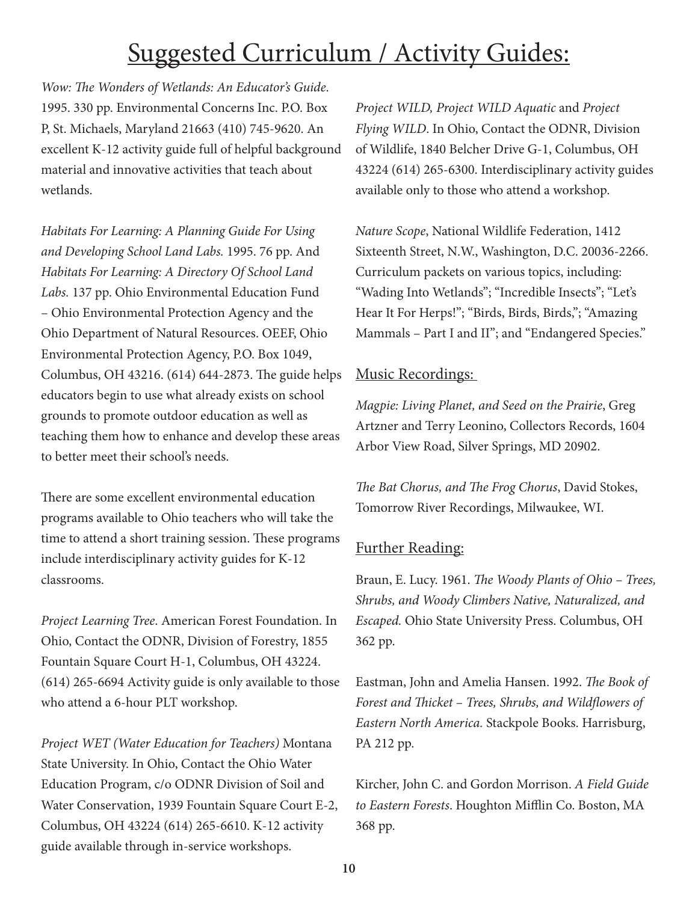# Suggested Curriculum / Activity Guides:

*Wow: The Wonders of Wetlands: An Educator's Guide*. 1995. 330 pp. Environmental Concerns Inc. P.O. Box P, St. Michaels, Maryland 21663 (410) 745-9620. An excellent K-12 activity guide full of helpful background material and innovative activities that teach about wetlands.

*Habitats For Learning: A Planning Guide For Using and Developing School Land Labs.* 1995. 76 pp. And *Habitats For Learning: A Directory Of School Land Labs.* 137 pp. Ohio Environmental Education Fund – Ohio Environmental Protection Agency and the Ohio Department of Natural Resources. OEEF, Ohio Environmental Protection Agency, P.O. Box 1049, Columbus, OH 43216. (614) 644-2873. The guide helps educators begin to use what already exists on school grounds to promote outdoor education as well as teaching them how to enhance and develop these areas to better meet their school's needs.

There are some excellent environmental education programs available to Ohio teachers who will take the time to attend a short training session. These programs include interdisciplinary activity guides for K-12 classrooms.

*Project Learning Tree*. American Forest Foundation. In Ohio, Contact the ODNR, Division of Forestry, 1855 Fountain Square Court H-1, Columbus, OH 43224. (614) 265-6694 Activity guide is only available to those who attend a 6-hour PLT workshop.

*Project WET (Water Education for Teachers)* Montana State University. In Ohio, Contact the Ohio Water Education Program, c/o ODNR Division of Soil and Water Conservation, 1939 Fountain Square Court E-2, Columbus, OH 43224 (614) 265-6610. K-12 activity guide available through in-service workshops.

*Project WILD, Project WILD Aquatic* and *Project Flying WILD*. In Ohio, Contact the ODNR, Division of Wildlife, 1840 Belcher Drive G-1, Columbus, OH 43224 (614) 265-6300. Interdisciplinary activity guides available only to those who attend a workshop.

*Nature Scope*, National Wildlife Federation, 1412 Sixteenth Street, N.W., Washington, D.C. 20036-2266. Curriculum packets on various topics, including: "Wading Into Wetlands"; "Incredible Insects"; "Let's Hear It For Herps!"; "Birds, Birds, Birds,"; "Amazing Mammals – Part I and II"; and "Endangered Species."

## Music Recordings:

*Magpie: Living Planet, and Seed on the Prairie*, Greg Artzner and Terry Leonino, Collectors Records, 1604 Arbor View Road, Silver Springs, MD 20902.

*The Bat Chorus, and The Frog Chorus*, David Stokes, Tomorrow River Recordings, Milwaukee, WI.

## Further Reading:

Braun, E. Lucy. 1961. *The Woody Plants of Ohio – Trees, Shrubs, and Woody Climbers Native, Naturalized, and Escaped.* Ohio State University Press. Columbus, OH 362 pp.

Eastman, John and Amelia Hansen. 1992. *The Book of Forest and Thicket – Trees, Shrubs, and Wildflowers of Eastern North America.* Stackpole Books. Harrisburg, PA 212 pp.

Kircher, John C. and Gordon Morrison. *A Field Guide to Eastern Forests*. Houghton Mifflin Co. Boston, MA 368 pp.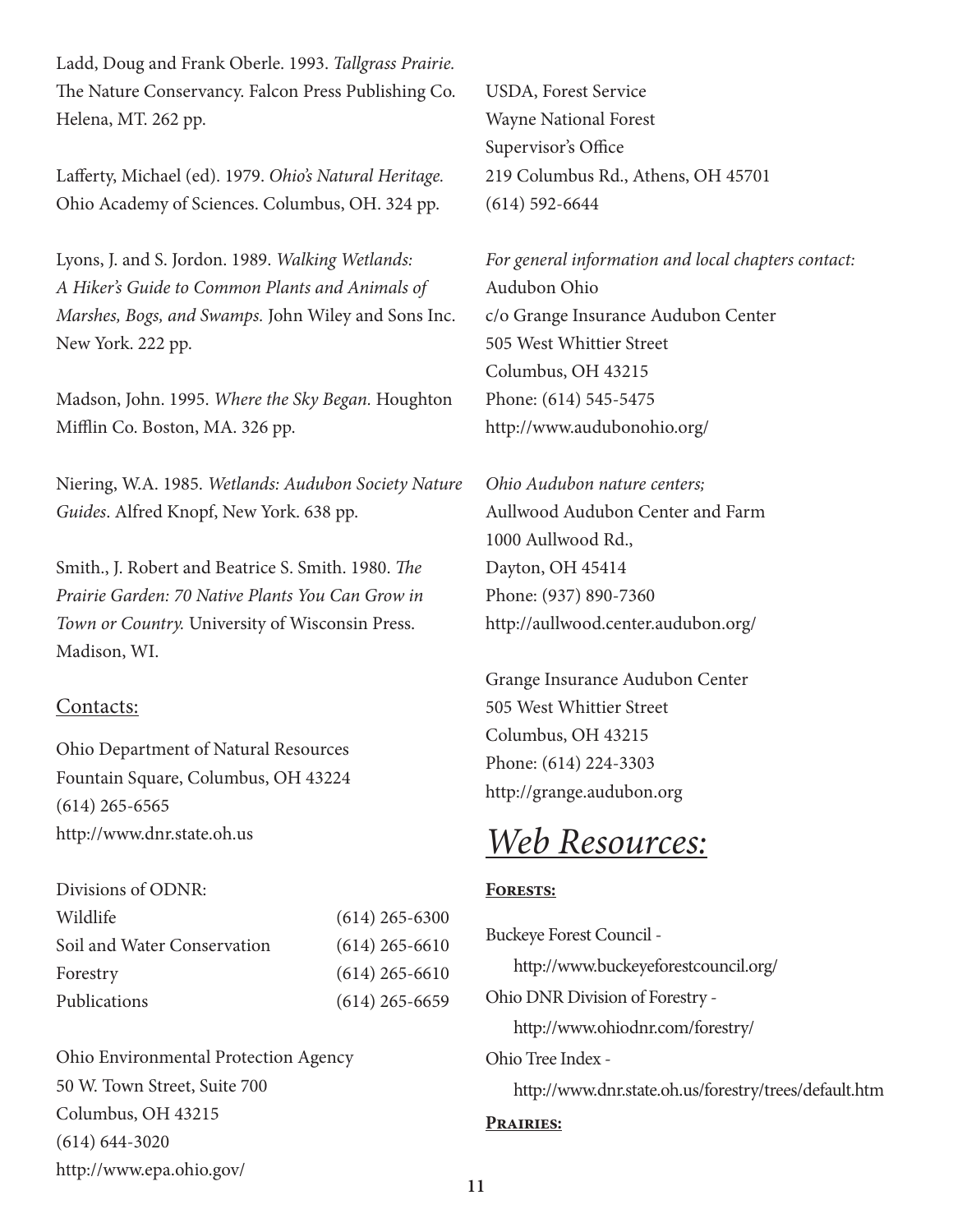Ladd, Doug and Frank Oberle. 1993. *Tallgrass Prairie.* The Nature Conservancy. Falcon Press Publishing Co. Helena, MT. 262 pp.

Lafferty, Michael (ed). 1979. *Ohio's Natural Heritage.* Ohio Academy of Sciences. Columbus, OH. 324 pp.

Lyons, J. and S. Jordon. 1989. *Walking Wetlands: A Hiker's Guide to Common Plants and Animals of Marshes, Bogs, and Swamps.* John Wiley and Sons Inc. New York. 222 pp.

Madson, John. 1995. *Where the Sky Began.* Houghton Mifflin Co. Boston, MA. 326 pp.

Niering, W.A. 1985. *Wetlands: Audubon Society Nature Guides.* Alfred Knopf, New York. 638 pp.

Smith., J. Robert and Beatrice S. Smith. 1980. *The Prairie Garden: 70 Native Plants You Can Grow in Town or Country.* University of Wisconsin Press. Madison, WI.

## Contacts:

Ohio Department of Natural Resources
Fountain Square, Columbus, OH 43224
(614) 265-6565
http://www.dnr.state.oh.us

Divisions of ODNR:

| | |
|---|---|
| Wildlife | (614) 265-6300 |
| Soil and Water Conservation | (614) 265-6610 |
| Forestry | (614) 265-6610 |
| Publications | (614) 265-6659 |

Ohio Environmental Protection Agency
50 W. Town Street, Suite 700
Columbus, OH 43215
(614) 644-3020
http://www.epa.ohio.gov/

USDA, Forest Service
Wayne National Forest
Supervisor's Office
219 Columbus Rd., Athens, OH 45701
(614) 592-6644

*For general information and local chapters contact:*
Audubon Ohio
c/o Grange Insurance Audubon Center
505 West Whittier Street
Columbus, OH 43215
Phone: (614) 545-5475
http://www.audubonohio.org/

*Ohio Audubon nature centers;*
Aullwood Audubon Center and Farm
1000 Aullwood Rd.,
Dayton, OH 45414
Phone: (937) 890-7360
http://aullwood.center.audubon.org/

Grange Insurance Audubon Center
505 West Whittier Street
Columbus, OH 43215
Phone: (614) 224-3303
http://grange.audubon.org

# *Web Resources:*

**Forests:**

Buckeye Forest Council -
http://www.buckeyeforestcouncil.org/

Ohio DNR Division of Forestry -
http://www.ohiodnr.com/forestry/

Ohio Tree Index -
http://www.dnr.state.oh.us/forestry/trees/default.htm

**Prairies:**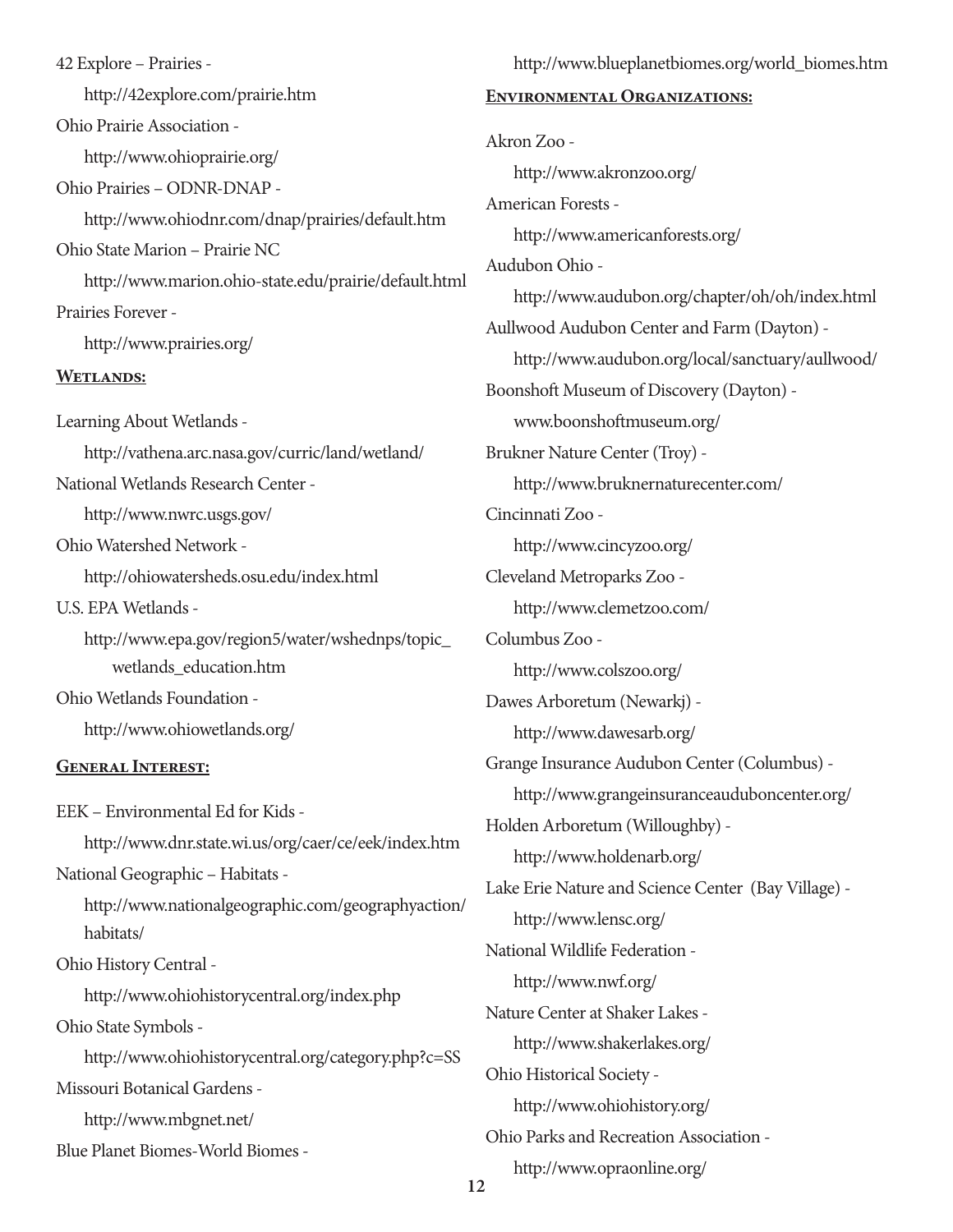42 Explore – Prairies -

http://42explore.com/prairie.htm

Ohio Prairie Association -

http://www.ohioprairie.org/

Ohio Prairies – ODNR-DNAP -

http://www.ohiodnr.com/dnap/prairies/default.htm

Ohio State Marion – Prairie NC

http://www.marion.ohio-state.edu/prairie/default.html

Prairies Forever -

http://www.prairies.org/

**Wetlands:**

Learning About Wetlands -

http://vathena.arc.nasa.gov/curric/land/wetland/

National Wetlands Research Center -

http://www.nwrc.usgs.gov/

Ohio Watershed Network -

http://ohiowatersheds.osu.edu/index.html

U.S. EPA Wetlands -

http://www.epa.gov/region5/water/wshednps/topic_wetlands_education.htm

Ohio Wetlands Foundation -

http://www.ohiowetlands.org/

**General Interest:**

EEK – Environmental Ed for Kids -

http://www.dnr.state.wi.us/org/caer/ce/eek/index.htm

National Geographic – Habitats -

http://www.nationalgeographic.com/geographyaction/habitats/

Ohio History Central -

http://www.ohiohistorycentral.org/index.php

Ohio State Symbols -

http://www.ohiohistorycentral.org/category.php?c=SS

Missouri Botanical Gardens -

http://www.mbgnet.net/

Blue Planet Biomes-World Biomes -

http://www.blueplanetbiomes.org/world_biomes.htm

**Environmental Organizations:**

Akron Zoo -

http://www.akronzoo.org/

American Forests -

http://www.americanforests.org/

Audubon Ohio -

http://www.audubon.org/chapter/oh/oh/index.html

Aullwood Audubon Center and Farm (Dayton) -

http://www.audubon.org/local/sanctuary/aullwood/

Boonshoft Museum of Discovery (Dayton) -

www.boonshoftmuseum.org/

Brukner Nature Center (Troy) -

http://www.bruknernaturecenter.com/

Cincinnati Zoo -

http://www.cincyzoo.org/

Cleveland Metroparks Zoo -

http://www.clemetzoo.com/

Columbus Zoo -

http://www.colszoo.org/

Dawes Arboretum (Newarkj) -

http://www.dawesarb.org/

Grange Insurance Audubon Center (Columbus) -

http://www.grangeinsuranceauduboncenter.org/

Holden Arboretum (Willoughby) -

http://www.holdenarb.org/

Lake Erie Nature and Science Center (Bay Village) -

http://www.lensc.org/

National Wildlife Federation -

http://www.nwf.org/

Nature Center at Shaker Lakes -

http://www.shakerlakes.org/

Ohio Historical Society -

http://www.ohiohistory.org/

Ohio Parks and Recreation Association -

http://www.opraonline.org/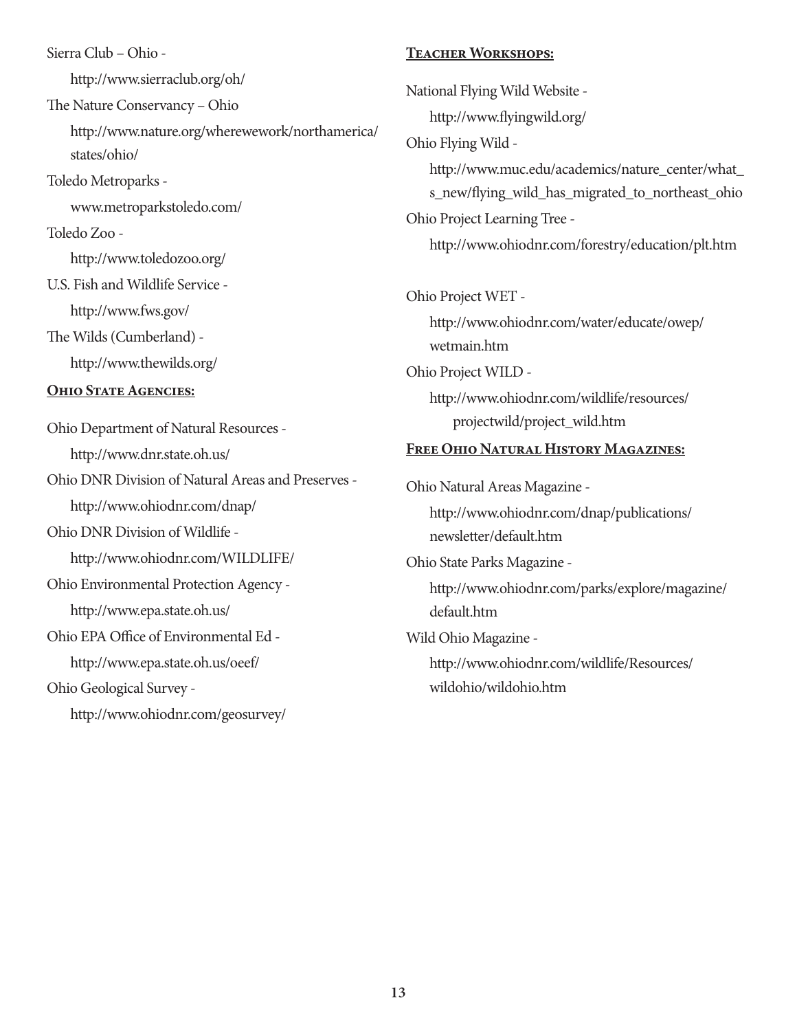Sierra Club – Ohio - http://www.sierraclub.org/oh/

The Nature Conservancy – Ohio http://www.nature.org/wherewework/northamerica/states/ohio/

Toledo Metroparks - www.metroparkstoledo.com/

Toledo Zoo - http://www.toledozoo.org/

U.S. Fish and Wildlife Service - http://www.fws.gov/

The Wilds (Cumberland) - http://www.thewilds.org/

## Ohio State Agencies:

Ohio Department of Natural Resources - http://www.dnr.state.oh.us/

Ohio DNR Division of Natural Areas and Preserves - http://www.ohiodnr.com/dnap/

Ohio DNR Division of Wildlife - http://www.ohiodnr.com/WILDLIFE/

Ohio Environmental Protection Agency - http://www.epa.state.oh.us/

Ohio EPA Office of Environmental Ed - http://www.epa.state.oh.us/oeef/

Ohio Geological Survey - http://www.ohiodnr.com/geosurvey/

## Teacher Workshops:

National Flying Wild Website - http://www.flyingwild.org/

Ohio Flying Wild - http://www.muc.edu/academics/nature_center/what_s_new/flying_wild_has_migrated_to_northeast_ohio

Ohio Project Learning Tree - http://www.ohiodnr.com/forestry/education/plt.htm

Ohio Project WET - http://www.ohiodnr.com/water/educate/owep/wetmain.htm

Ohio Project WILD - http://www.ohiodnr.com/wildlife/resources/projectwild/project_wild.htm

## Free Ohio Natural History Magazines:

Ohio Natural Areas Magazine - http://www.ohiodnr.com/dnap/publications/newsletter/default.htm

Ohio State Parks Magazine - http://www.ohiodnr.com/parks/explore/magazine/default.htm

Wild Ohio Magazine - http://www.ohiodnr.com/wildlife/Resources/wildohio/wildohio.htm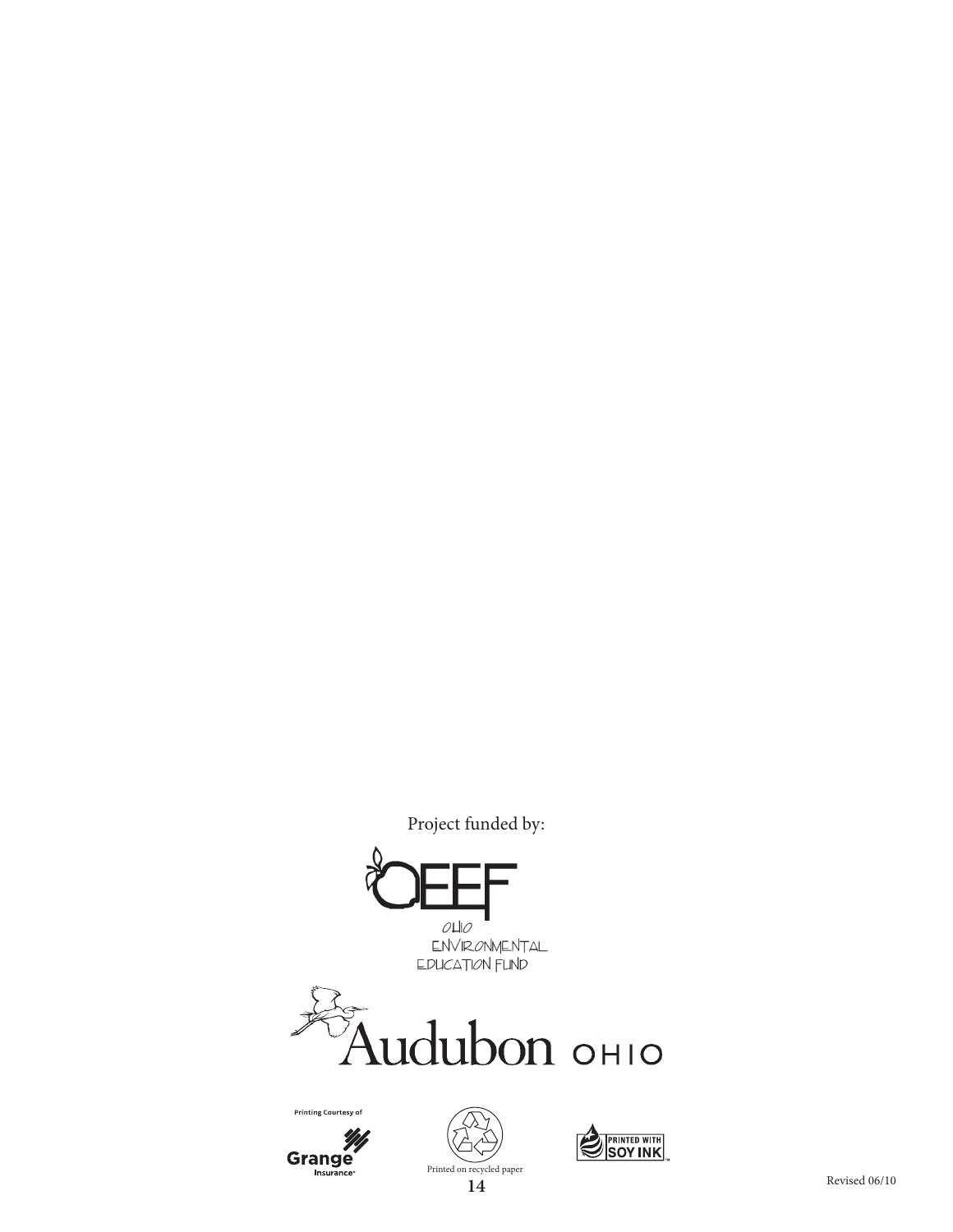Project funded by:

OEEF

OHIO
ENVIRONMENTAL
EDUCATION FUND

Audubon OHIO

Printing Courtesy of

Grange Insurance

Printed on recycled paper

PRINTED WITH SOY INK

Revised 06/10